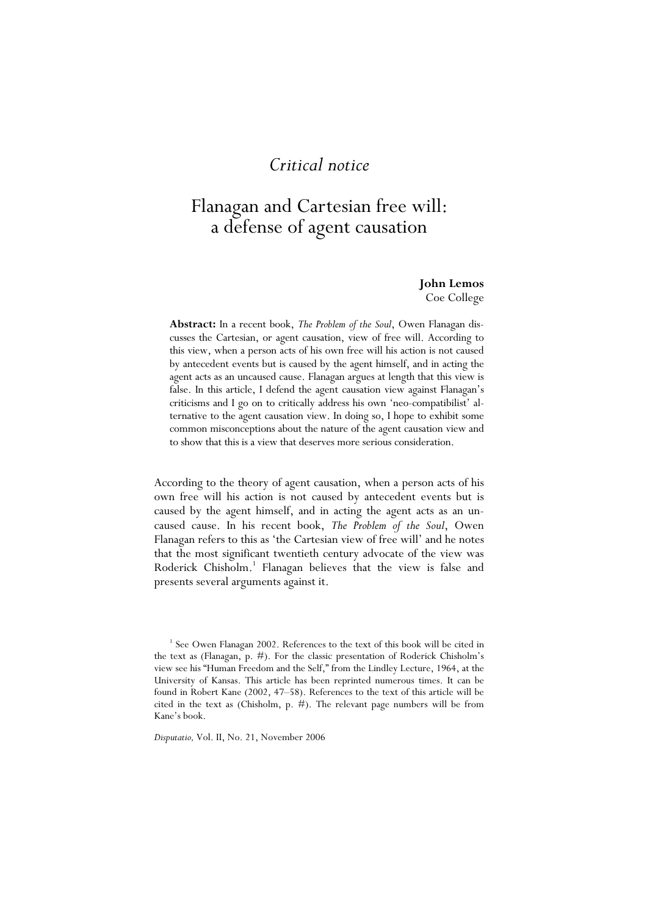*Critical notice*

# Flanagan and Cartesian free will: a defense of agent causation

**John Lemos**
Coe College

**Abstract:** In a recent book, *The Problem of the Soul*, Owen Flanagan discusses the Cartesian, or agent causation, view of free will. According to this view, when a person acts of his own free will his action is not caused by antecedent events but is caused by the agent himself, and in acting the agent acts as an uncaused cause. Flanagan argues at length that this view is false. In this article, I defend the agent causation view against Flanagan's criticisms and I go on to critically address his own 'neo-compatibilist' alternative to the agent causation view. In doing so, I hope to exhibit some common misconceptions about the nature of the agent causation view and to show that this is a view that deserves more serious consideration.

According to the theory of agent causation, when a person acts of his own free will his action is not caused by antecedent events but is caused by the agent himself, and in acting the agent acts as an uncaused cause. In his recent book, *The Problem of the Soul*, Owen Flanagan refers to this as 'the Cartesian view of free will' and he notes that the most significant twentieth century advocate of the view was Roderick Chisholm.[1] Flanagan believes that the view is false and presents several arguments against it.

[1] See Owen Flanagan 2002. References to the text of this book will be cited in the text as (Flanagan, p. #). For the classic presentation of Roderick Chisholm's view see his "Human Freedom and the Self," from the Lindley Lecture, 1964, at the University of Kansas. This article has been reprinted numerous times. It can be found in Robert Kane (2002, 47–58). References to the text of this article will be cited in the text as (Chisholm, p. #). The relevant page numbers will be from Kane's book.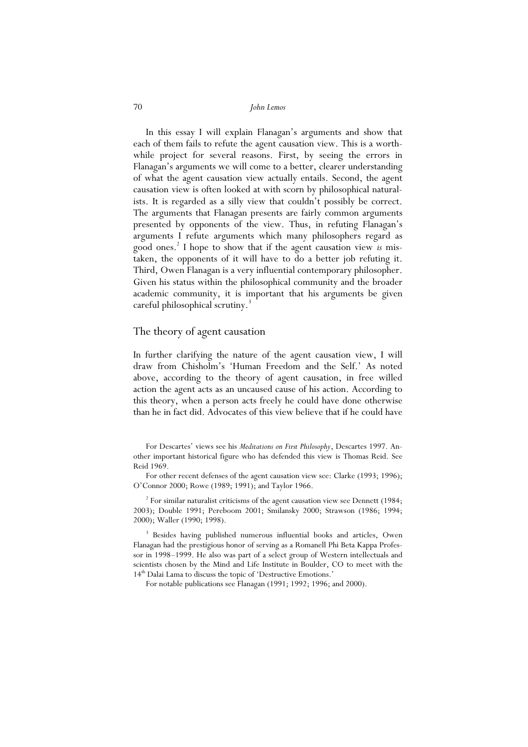In this essay I will explain Flanagan's arguments and show that each of them fails to refute the agent causation view. This is a worthwhile project for several reasons. First, by seeing the errors in Flanagan's arguments we will come to a better, clearer understanding of what the agent causation view actually entails. Second, the agent causation view is often looked at with scorn by philosophical naturalists. It is regarded as a silly view that couldn't possibly be correct. The arguments that Flanagan presents are fairly common arguments presented by opponents of the view. Thus, in refuting Flanagan's arguments I refute arguments which many philosophers regard as good ones.[2] I hope to show that if the agent causation view *is* mistaken, the opponents of it will have to do a better job refuting it. Third, Owen Flanagan is a very influential contemporary philosopher. Given his status within the philosophical community and the broader academic community, it is important that his arguments be given careful philosophical scrutiny.[3]

## The theory of agent causation

In further clarifying the nature of the agent causation view, I will draw from Chisholm's 'Human Freedom and the Self.' As noted above, according to the theory of agent causation, in free willed action the agent acts as an uncaused cause of his action. According to this theory, when a person acts freely he could have done otherwise than he in fact did. Advocates of this view believe that if he could have

For Descartes' views see his *Meditations on First Philosophy*, Descartes 1997. Another important historical figure who has defended this view is Thomas Reid. See Reid 1969.

For other recent defenses of the agent causation view see: Clarke (1993; 1996); O'Connor 2000; Rowe (1989; 1991); and Taylor 1966.

[2] For similar naturalist criticisms of the agent causation view see Dennett (1984; 2003); Double 1991; Pereboom 2001; Smilansky 2000; Strawson (1986; 1994; 2000); Waller (1990; 1998).

[3] Besides having published numerous influential books and articles, Owen Flanagan had the prestigious honor of serving as a Romanell Phi Beta Kappa Professor in 1998–1999. He also was part of a select group of Western intellectuals and scientists chosen by the Mind and Life Institute in Boulder, CO to meet with the 14th Dalai Lama to discuss the topic of 'Destructive Emotions.'

For notable publications see Flanagan (1991; 1992; 1996; and 2000).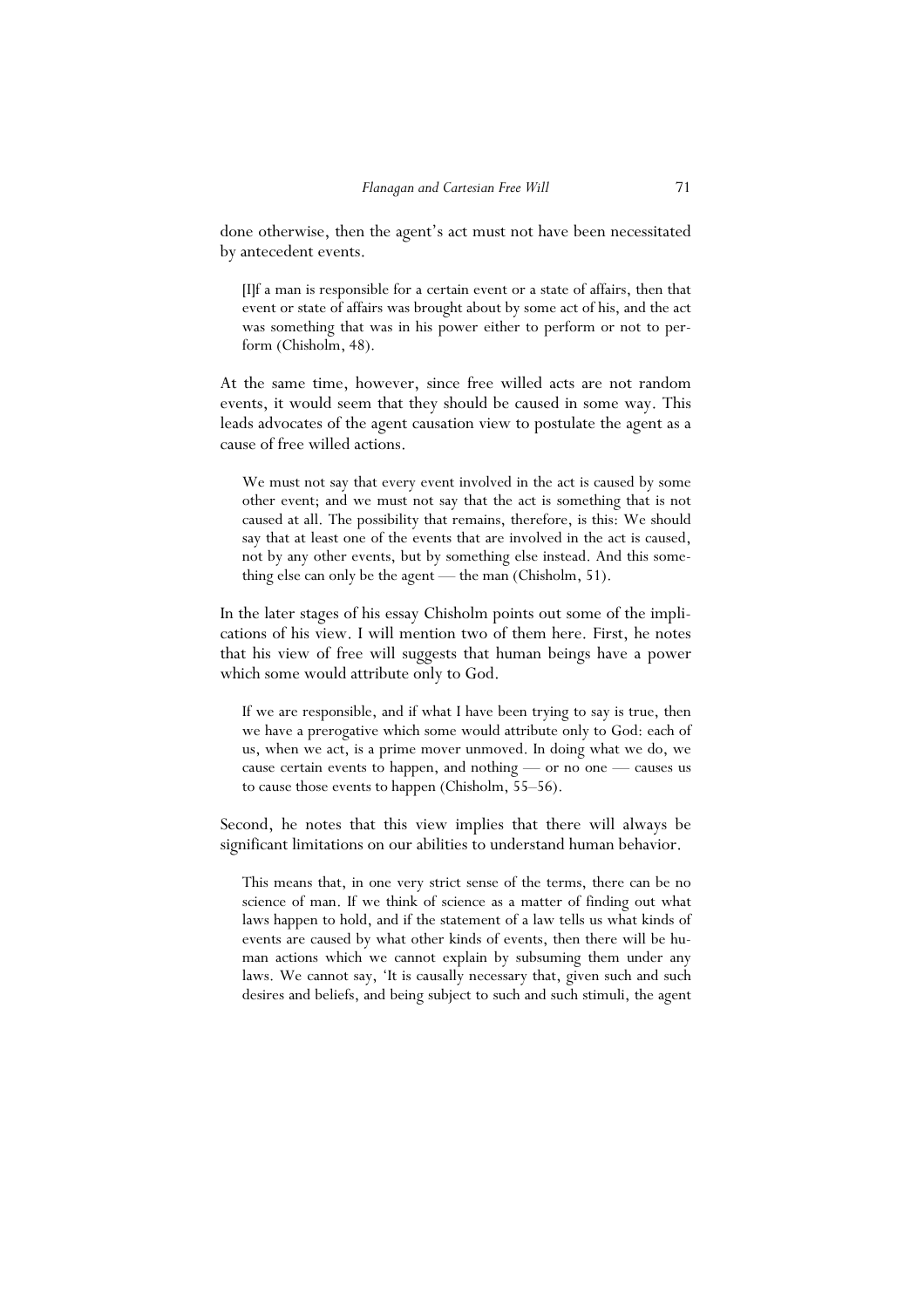done otherwise, then the agent's act must not have been necessitated by antecedent events.

> [I]f a man is responsible for a certain event or a state of affairs, then that event or state of affairs was brought about by some act of his, and the act was something that was in his power either to perform or not to perform (Chisholm, 48).

At the same time, however, since free willed acts are not random events, it would seem that they should be caused in some way. This leads advocates of the agent causation view to postulate the agent as a cause of free willed actions.

> We must not say that every event involved in the act is caused by some other event; and we must not say that the act is something that is not caused at all. The possibility that remains, therefore, is this: We should say that at least one of the events that are involved in the act is caused, not by any other events, but by something else instead. And this something else can only be the agent — the man (Chisholm, 51).

In the later stages of his essay Chisholm points out some of the implications of his view. I will mention two of them here. First, he notes that his view of free will suggests that human beings have a power which some would attribute only to God.

> If we are responsible, and if what I have been trying to say is true, then we have a prerogative which some would attribute only to God: each of us, when we act, is a prime mover unmoved. In doing what we do, we cause certain events to happen, and nothing — or no one — causes us to cause those events to happen (Chisholm, 55–56).

Second, he notes that this view implies that there will always be significant limitations on our abilities to understand human behavior.

> This means that, in one very strict sense of the terms, there can be no science of man. If we think of science as a matter of finding out what laws happen to hold, and if the statement of a law tells us what kinds of events are caused by what other kinds of events, then there will be human actions which we cannot explain by subsuming them under any laws. We cannot say, 'It is causally necessary that, given such and such desires and beliefs, and being subject to such and such stimuli, the agent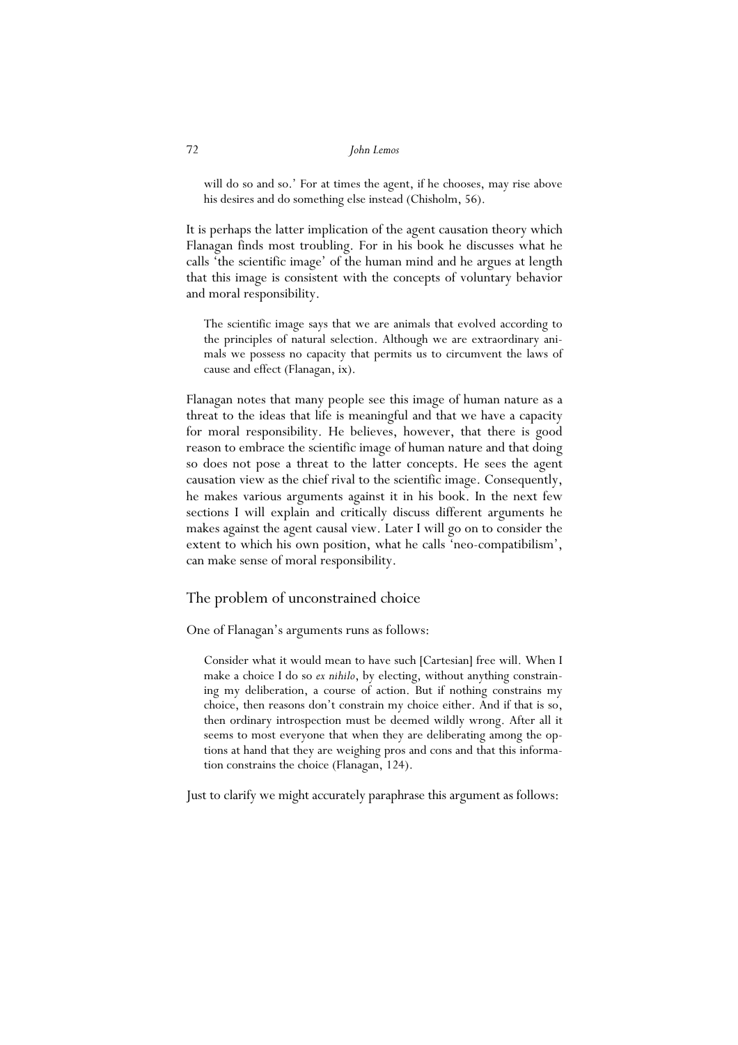> will do so and so.' For at times the agent, if he chooses, may rise above his desires and do something else instead (Chisholm, 56).

It is perhaps the latter implication of the agent causation theory which Flanagan finds most troubling. For in his book he discusses what he calls 'the scientific image' of the human mind and he argues at length that this image is consistent with the concepts of voluntary behavior and moral responsibility.

> The scientific image says that we are animals that evolved according to the principles of natural selection. Although we are extraordinary animals we possess no capacity that permits us to circumvent the laws of cause and effect (Flanagan, ix).

Flanagan notes that many people see this image of human nature as a threat to the ideas that life is meaningful and that we have a capacity for moral responsibility. He believes, however, that there is good reason to embrace the scientific image of human nature and that doing so does not pose a threat to the latter concepts. He sees the agent causation view as the chief rival to the scientific image. Consequently, he makes various arguments against it in his book. In the next few sections I will explain and critically discuss different arguments he makes against the agent causal view. Later I will go on to consider the extent to which his own position, what he calls 'neo-compatibilism', can make sense of moral responsibility.

## The problem of unconstrained choice

One of Flanagan's arguments runs as follows:

> Consider what it would mean to have such [Cartesian] free will. When I make a choice I do so *ex nihilo*, by electing, without anything constraining my deliberation, a course of action. But if nothing constrains my choice, then reasons don't constrain my choice either. And if that is so, then ordinary introspection must be deemed wildly wrong. After all it seems to most everyone that when they are deliberating among the options at hand that they are weighing pros and cons and that this information constrains the choice (Flanagan, 124).

Just to clarify we might accurately paraphrase this argument as follows: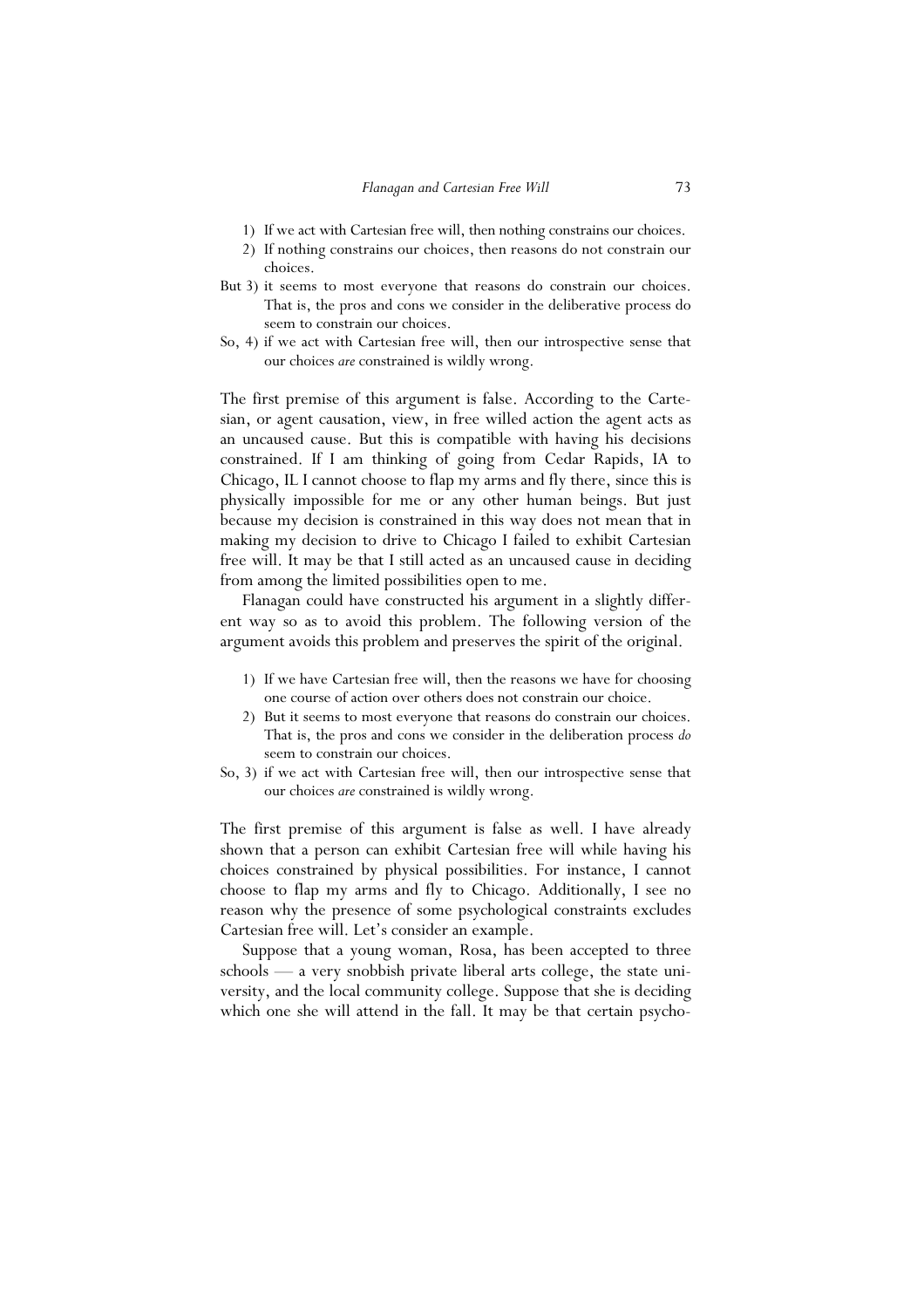1) If we act with Cartesian free will, then nothing constrains our choices.
2) If nothing constrains our choices, then reasons do not constrain our choices.

But 3) it seems to most everyone that reasons do constrain our choices. That is, the pros and cons we consider in the deliberative process do seem to constrain our choices.

So, 4) if we act with Cartesian free will, then our introspective sense that our choices *are* constrained is wildly wrong.

The first premise of this argument is false. According to the Cartesian, or agent causation, view, in free willed action the agent acts as an uncaused cause. But this is compatible with having his decisions constrained. If I am thinking of going from Cedar Rapids, IA to Chicago, IL I cannot choose to flap my arms and fly there, since this is physically impossible for me or any other human beings. But just because my decision is constrained in this way does not mean that in making my decision to drive to Chicago I failed to exhibit Cartesian free will. It may be that I still acted as an uncaused cause in deciding from among the limited possibilities open to me.

Flanagan could have constructed his argument in a slightly different way so as to avoid this problem. The following version of the argument avoids this problem and preserves the spirit of the original.

1) If we have Cartesian free will, then the reasons we have for choosing one course of action over others does not constrain our choice.
2) But it seems to most everyone that reasons do constrain our choices. That is, the pros and cons we consider in the deliberation process *do* seem to constrain our choices.

So, 3) if we act with Cartesian free will, then our introspective sense that our choices *are* constrained is wildly wrong.

The first premise of this argument is false as well. I have already shown that a person can exhibit Cartesian free will while having his choices constrained by physical possibilities. For instance, I cannot choose to flap my arms and fly to Chicago. Additionally, I see no reason why the presence of some psychological constraints excludes Cartesian free will. Let's consider an example.

Suppose that a young woman, Rosa, has been accepted to three schools — a very snobbish private liberal arts college, the state university, and the local community college. Suppose that she is deciding which one she will attend in the fall. It may be that certain psycho-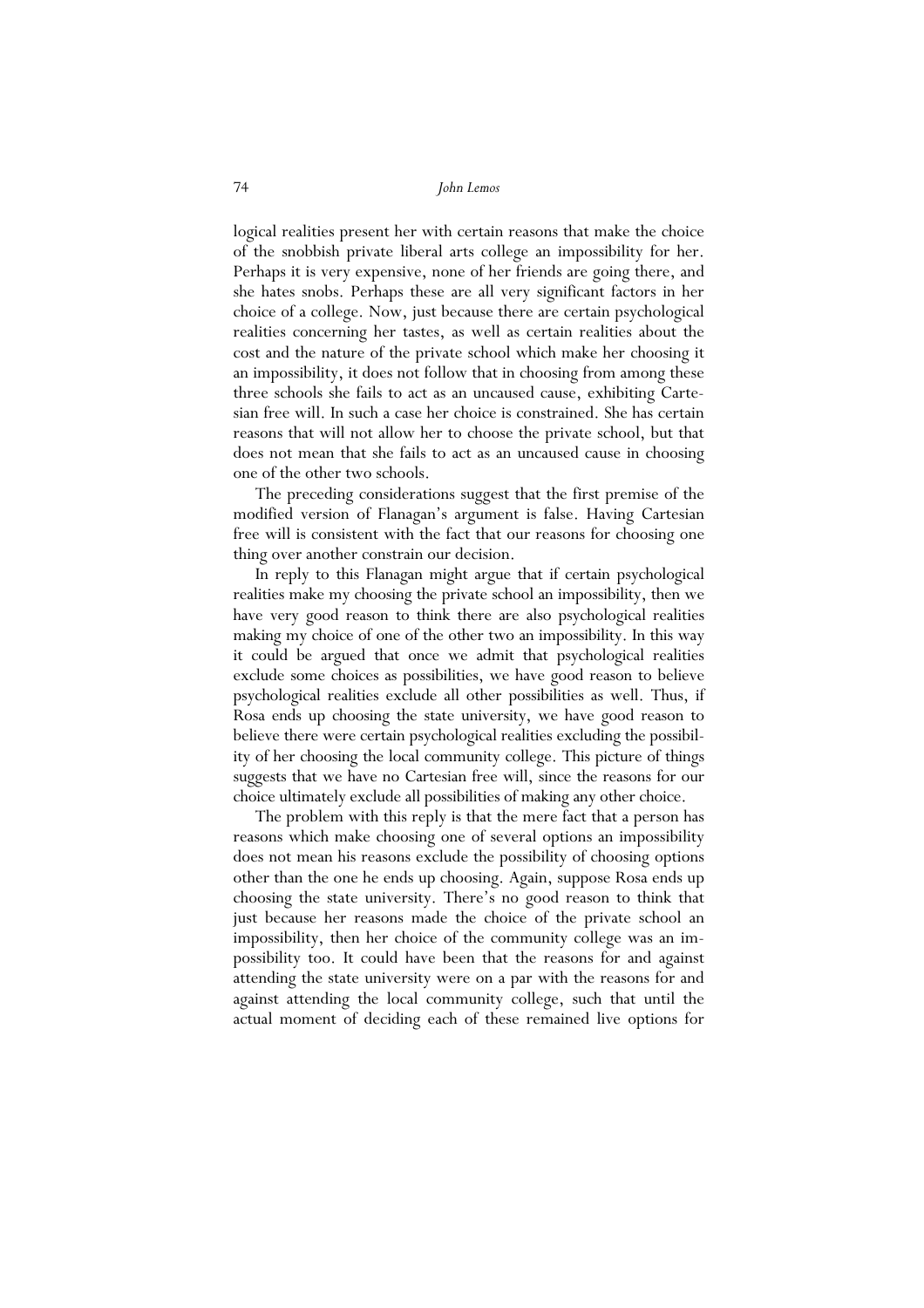logical realities present her with certain reasons that make the choice of the snobbish private liberal arts college an impossibility for her. Perhaps it is very expensive, none of her friends are going there, and she hates snobs. Perhaps these are all very significant factors in her choice of a college. Now, just because there are certain psychological realities concerning her tastes, as well as certain realities about the cost and the nature of the private school which make her choosing it an impossibility, it does not follow that in choosing from among these three schools she fails to act as an uncaused cause, exhibiting Cartesian free will. In such a case her choice is constrained. She has certain reasons that will not allow her to choose the private school, but that does not mean that she fails to act as an uncaused cause in choosing one of the other two schools.

The preceding considerations suggest that the first premise of the modified version of Flanagan's argument is false. Having Cartesian free will is consistent with the fact that our reasons for choosing one thing over another constrain our decision.

In reply to this Flanagan might argue that if certain psychological realities make my choosing the private school an impossibility, then we have very good reason to think there are also psychological realities making my choice of one of the other two an impossibility. In this way it could be argued that once we admit that psychological realities exclude some choices as possibilities, we have good reason to believe psychological realities exclude all other possibilities as well. Thus, if Rosa ends up choosing the state university, we have good reason to believe there were certain psychological realities excluding the possibility of her choosing the local community college. This picture of things suggests that we have no Cartesian free will, since the reasons for our choice ultimately exclude all possibilities of making any other choice.

The problem with this reply is that the mere fact that a person has reasons which make choosing one of several options an impossibility does not mean his reasons exclude the possibility of choosing options other than the one he ends up choosing. Again, suppose Rosa ends up choosing the state university. There's no good reason to think that just because her reasons made the choice of the private school an impossibility, then her choice of the community college was an impossibility too. It could have been that the reasons for and against attending the state university were on a par with the reasons for and against attending the local community college, such that until the actual moment of deciding each of these remained live options for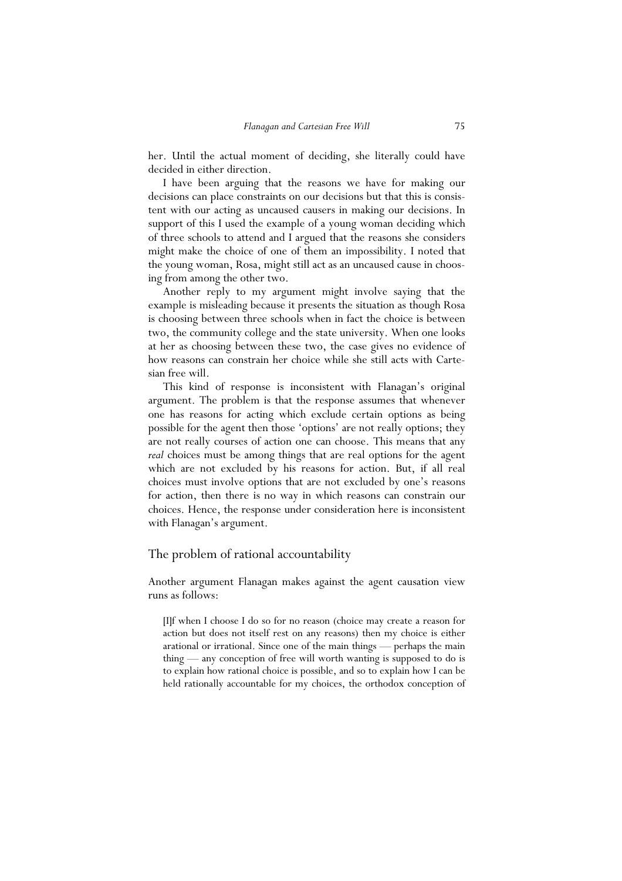her. Until the actual moment of deciding, she literally could have decided in either direction.

I have been arguing that the reasons we have for making our decisions can place constraints on our decisions but that this is consistent with our acting as uncaused causers in making our decisions. In support of this I used the example of a young woman deciding which of three schools to attend and I argued that the reasons she considers might make the choice of one of them an impossibility. I noted that the young woman, Rosa, might still act as an uncaused cause in choosing from among the other two.

Another reply to my argument might involve saying that the example is misleading because it presents the situation as though Rosa is choosing between three schools when in fact the choice is between two, the community college and the state university. When one looks at her as choosing between these two, the case gives no evidence of how reasons can constrain her choice while she still acts with Cartesian free will.

This kind of response is inconsistent with Flanagan's original argument. The problem is that the response assumes that whenever one has reasons for acting which exclude certain options as being possible for the agent then those 'options' are not really options; they are not really courses of action one can choose. This means that any *real* choices must be among things that are real options for the agent which are not excluded by his reasons for action. But, if all real choices must involve options that are not excluded by one's reasons for action, then there is no way in which reasons can constrain our choices. Hence, the response under consideration here is inconsistent with Flanagan's argument.

## The problem of rational accountability

Another argument Flanagan makes against the agent causation view runs as follows:

> [I]f when I choose I do so for no reason (choice may create a reason for action but does not itself rest on any reasons) then my choice is either arational or irrational. Since one of the main things — perhaps the main thing — any conception of free will worth wanting is supposed to do is to explain how rational choice is possible, and so to explain how I can be held rationally accountable for my choices, the orthodox conception of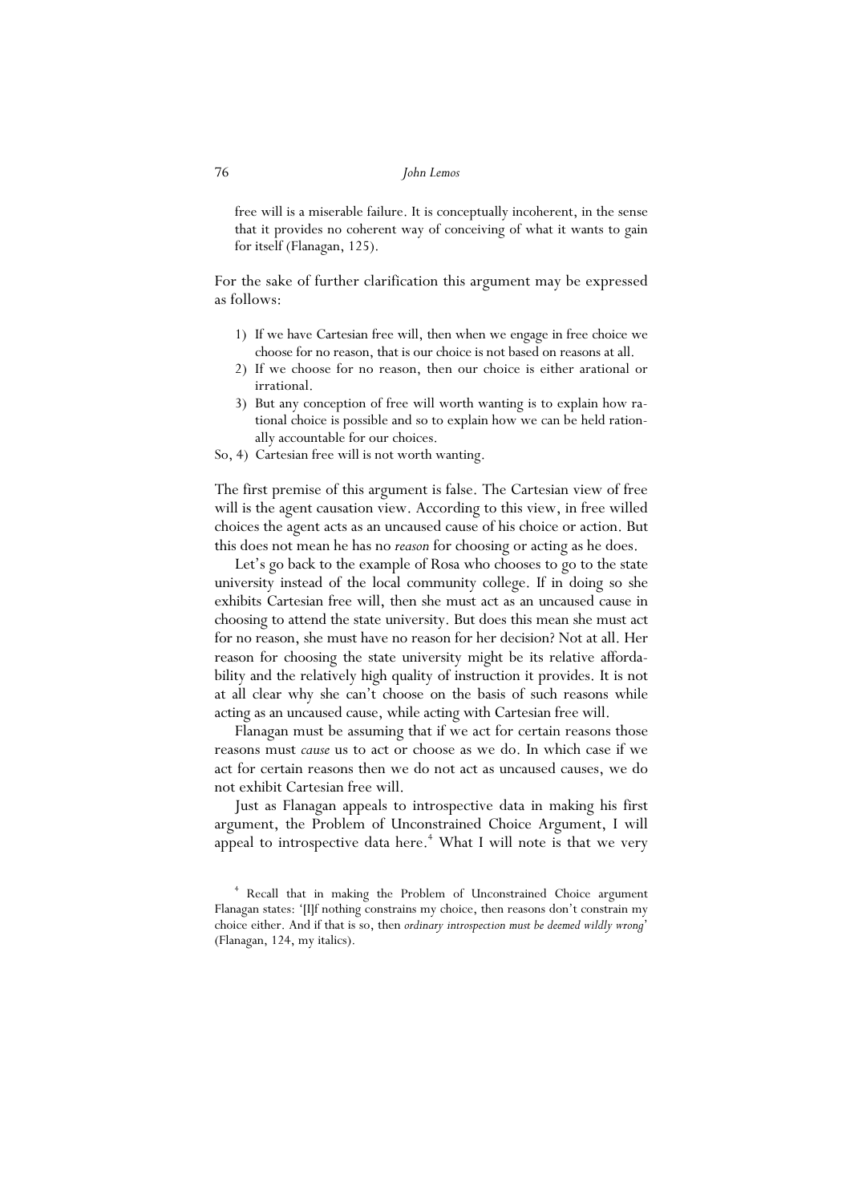> free will is a miserable failure. It is conceptually incoherent, in the sense that it provides no coherent way of conceiving of what it wants to gain for itself (Flanagan, 125).

For the sake of further clarification this argument may be expressed as follows:

1) If we have Cartesian free will, then when we engage in free choice we choose for no reason, that is our choice is not based on reasons at all.
2) If we choose for no reason, then our choice is either arational or irrational.
3) But any conception of free will worth wanting is to explain how rational choice is possible and so to explain how we can be held rationally accountable for our choices.

So, 4) Cartesian free will is not worth wanting.

The first premise of this argument is false. The Cartesian view of free will is the agent causation view. According to this view, in free willed choices the agent acts as an uncaused cause of his choice or action. But this does not mean he has no *reason* for choosing or acting as he does.

Let's go back to the example of Rosa who chooses to go to the state university instead of the local community college. If in doing so she exhibits Cartesian free will, then she must act as an uncaused cause in choosing to attend the state university. But does this mean she must act for no reason, she must have no reason for her decision? Not at all. Her reason for choosing the state university might be its relative affordability and the relatively high quality of instruction it provides. It is not at all clear why she can't choose on the basis of such reasons while acting as an uncaused cause, while acting with Cartesian free will.

Flanagan must be assuming that if we act for certain reasons those reasons must *cause* us to act or choose as we do. In which case if we act for certain reasons then we do not act as uncaused causes, we do not exhibit Cartesian free will.

Just as Flanagan appeals to introspective data in making his first argument, the Problem of Unconstrained Choice Argument, I will appeal to introspective data here.[4] What I will note is that we very

[4] Recall that in making the Problem of Unconstrained Choice argument Flanagan states: '[I]f nothing constrains my choice, then reasons don't constrain my choice either. And if that is so, then *ordinary introspection must be deemed wildly wrong*' (Flanagan, 124, my italics).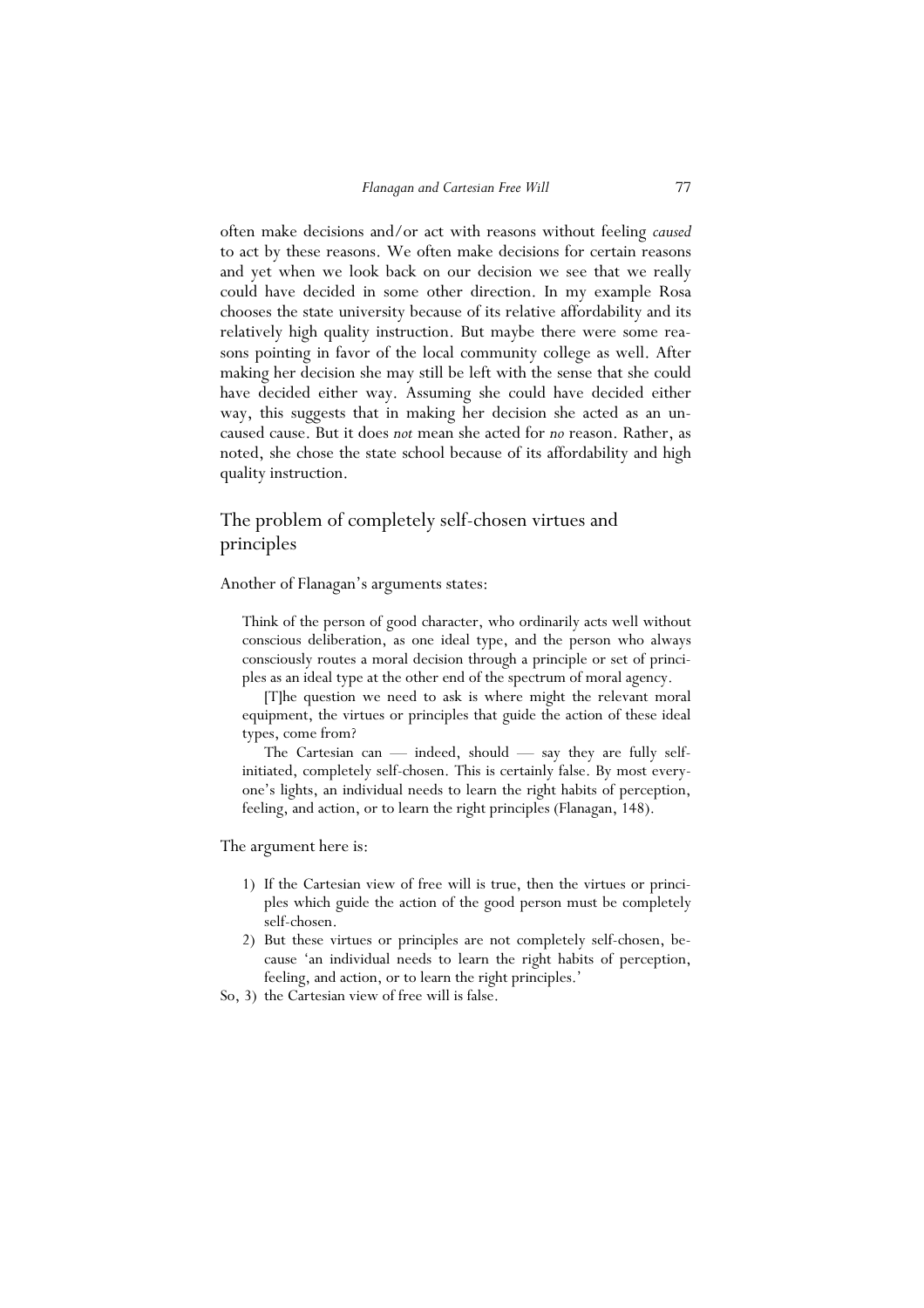often make decisions and/or act with reasons without feeling *caused* to act by these reasons. We often make decisions for certain reasons and yet when we look back on our decision we see that we really could have decided in some other direction. In my example Rosa chooses the state university because of its relative affordability and its relatively high quality instruction. But maybe there were some reasons pointing in favor of the local community college as well. After making her decision she may still be left with the sense that she could have decided either way. Assuming she could have decided either way, this suggests that in making her decision she acted as an uncaused cause. But it does *not* mean she acted for *no* reason. Rather, as noted, she chose the state school because of its affordability and high quality instruction.

## The problem of completely self-chosen virtues and principles

Another of Flanagan's arguments states:

> Think of the person of good character, who ordinarily acts well without conscious deliberation, as one ideal type, and the person who always consciously routes a moral decision through a principle or set of principles as an ideal type at the other end of the spectrum of moral agency.
>
> [T]he question we need to ask is where might the relevant moral equipment, the virtues or principles that guide the action of these ideal types, come from?
>
> The Cartesian can — indeed, should — say they are fully self-initiated, completely self-chosen. This is certainly false. By most everyone's lights, an individual needs to learn the right habits of perception, feeling, and action, or to learn the right principles (Flanagan, 148).

The argument here is:

1) If the Cartesian view of free will is true, then the virtues or principles which guide the action of the good person must be completely self-chosen.
2) But these virtues or principles are not completely self-chosen, because 'an individual needs to learn the right habits of perception, feeling, and action, or to learn the right principles.'

So, 3) the Cartesian view of free will is false.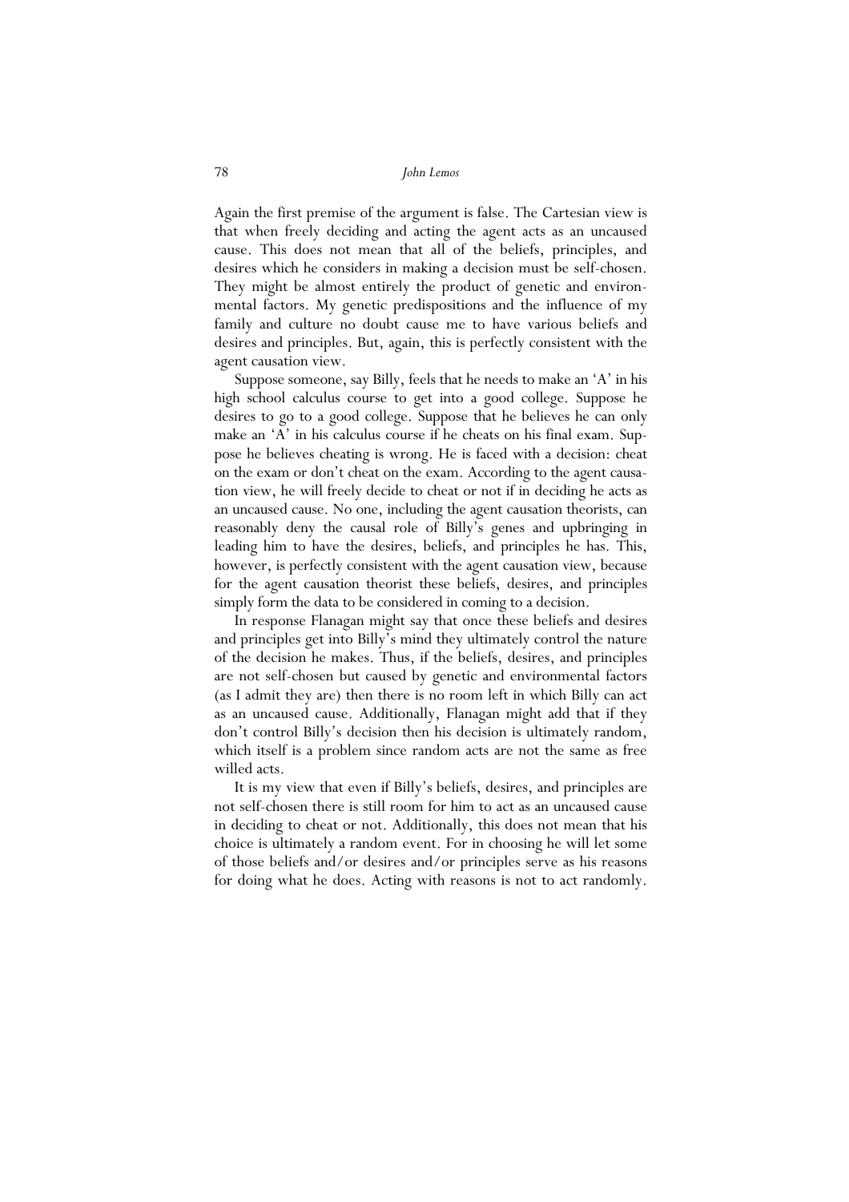Again the first premise of the argument is false. The Cartesian view is that when freely deciding and acting the agent acts as an uncaused cause. This does not mean that all of the beliefs, principles, and desires which he considers in making a decision must be self-chosen. They might be almost entirely the product of genetic and environmental factors. My genetic predispositions and the influence of my family and culture no doubt cause me to have various beliefs and desires and principles. But, again, this is perfectly consistent with the agent causation view.

Suppose someone, say Billy, feels that he needs to make an 'A' in his high school calculus course to get into a good college. Suppose he desires to go to a good college. Suppose that he believes he can only make an 'A' in his calculus course if he cheats on his final exam. Suppose he believes cheating is wrong. He is faced with a decision: cheat on the exam or don't cheat on the exam. According to the agent causation view, he will freely decide to cheat or not if in deciding he acts as an uncaused cause. No one, including the agent causation theorists, can reasonably deny the causal role of Billy's genes and upbringing in leading him to have the desires, beliefs, and principles he has. This, however, is perfectly consistent with the agent causation view, because for the agent causation theorist these beliefs, desires, and principles simply form the data to be considered in coming to a decision.

In response Flanagan might say that once these beliefs and desires and principles get into Billy's mind they ultimately control the nature of the decision he makes. Thus, if the beliefs, desires, and principles are not self-chosen but caused by genetic and environmental factors (as I admit they are) then there is no room left in which Billy can act as an uncaused cause. Additionally, Flanagan might add that if they don't control Billy's decision then his decision is ultimately random, which itself is a problem since random acts are not the same as free willed acts.

It is my view that even if Billy's beliefs, desires, and principles are not self-chosen there is still room for him to act as an uncaused cause in deciding to cheat or not. Additionally, this does not mean that his choice is ultimately a random event. For in choosing he will let some of those beliefs and/or desires and/or principles serve as his reasons for doing what he does. Acting with reasons is not to act randomly.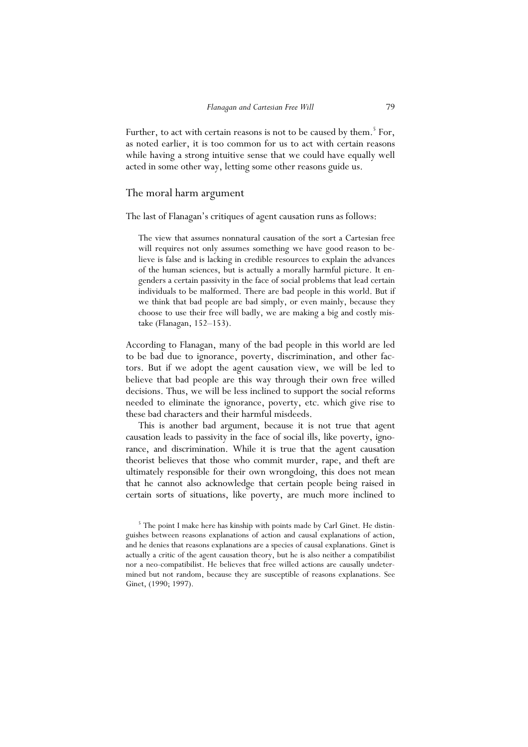Further, to act with certain reasons is not to be caused by them.[5] For, as noted earlier, it is too common for us to act with certain reasons while having a strong intuitive sense that we could have equally well acted in some other way, letting some other reasons guide us.

## The moral harm argument

The last of Flanagan's critiques of agent causation runs as follows:

> The view that assumes nonnatural causation of the sort a Cartesian free will requires not only assumes something we have good reason to believe is false and is lacking in credible resources to explain the advances of the human sciences, but is actually a morally harmful picture. It engenders a certain passivity in the face of social problems that lead certain individuals to be malformed. There are bad people in this world. But if we think that bad people are bad simply, or even mainly, because they choose to use their free will badly, we are making a big and costly mistake (Flanagan, 152–153).

According to Flanagan, many of the bad people in this world are led to be bad due to ignorance, poverty, discrimination, and other factors. But if we adopt the agent causation view, we will be led to believe that bad people are this way through their own free willed decisions. Thus, we will be less inclined to support the social reforms needed to eliminate the ignorance, poverty, etc. which give rise to these bad characters and their harmful misdeeds.

This is another bad argument, because it is not true that agent causation leads to passivity in the face of social ills, like poverty, ignorance, and discrimination. While it is true that the agent causation theorist believes that those who commit murder, rape, and theft are ultimately responsible for their own wrongdoing, this does not mean that he cannot also acknowledge that certain people being raised in certain sorts of situations, like poverty, are much more inclined to

[5] The point I make here has kinship with points made by Carl Ginet. He distinguishes between reasons explanations of action and causal explanations of action, and he denies that reasons explanations are a species of causal explanations. Ginet is actually a critic of the agent causation theory, but he is also neither a compatibilist nor a neo-compatibilist. He believes that free willed actions are causally undetermined but not random, because they are susceptible of reasons explanations. See Ginet, (1990; 1997).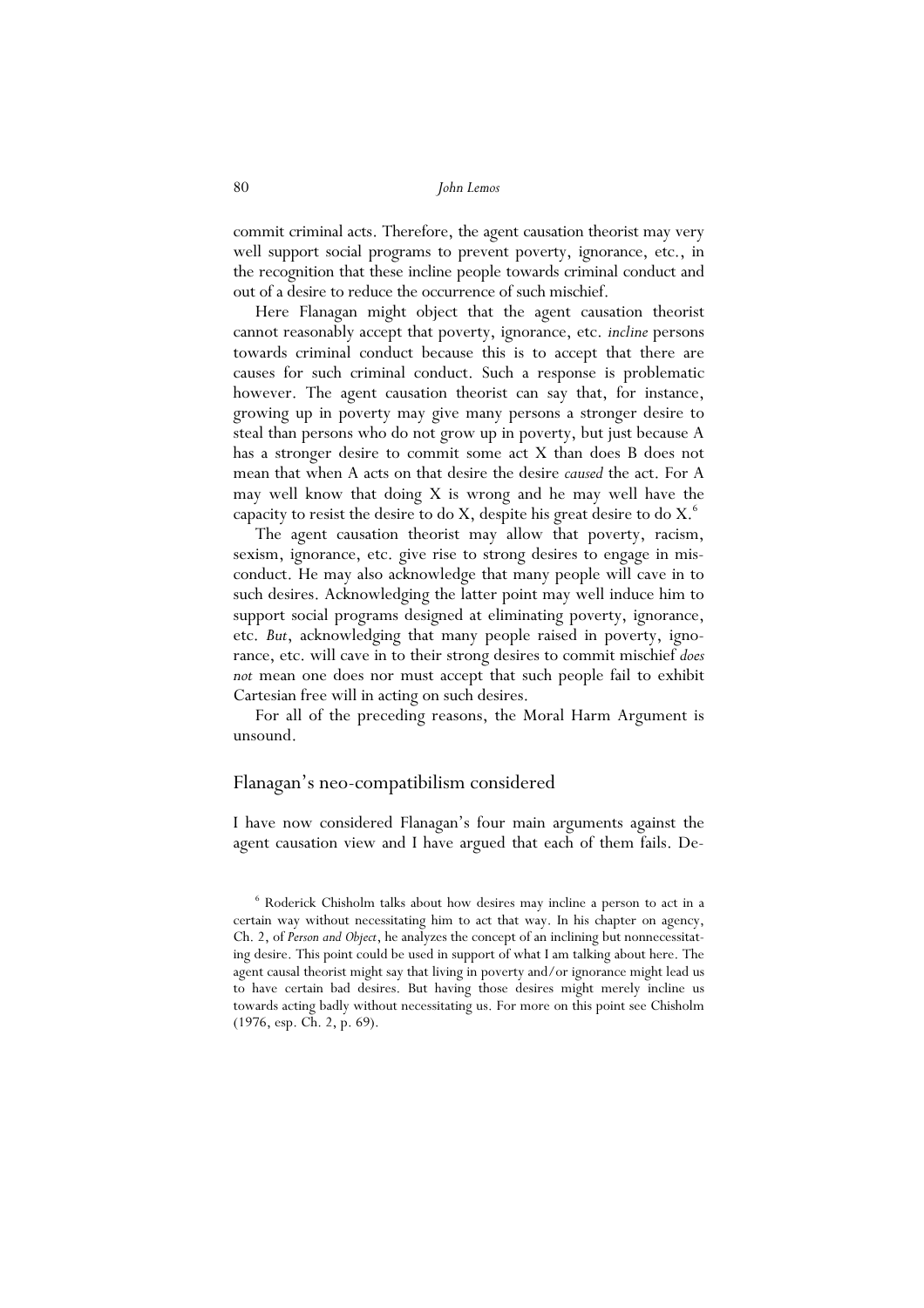commit criminal acts. Therefore, the agent causation theorist may very well support social programs to prevent poverty, ignorance, etc., in the recognition that these incline people towards criminal conduct and out of a desire to reduce the occurrence of such mischief.

Here Flanagan might object that the agent causation theorist cannot reasonably accept that poverty, ignorance, etc. *incline* persons towards criminal conduct because this is to accept that there are causes for such criminal conduct. Such a response is problematic however. The agent causation theorist can say that, for instance, growing up in poverty may give many persons a stronger desire to steal than persons who do not grow up in poverty, but just because A has a stronger desire to commit some act X than does B does not mean that when A acts on that desire the desire *caused* the act. For A may well know that doing X is wrong and he may well have the capacity to resist the desire to do X, despite his great desire to do X.[6]

The agent causation theorist may allow that poverty, racism, sexism, ignorance, etc. give rise to strong desires to engage in misconduct. He may also acknowledge that many people will cave in to such desires. Acknowledging the latter point may well induce him to support social programs designed at eliminating poverty, ignorance, etc. *But*, acknowledging that many people raised in poverty, ignorance, etc. will cave in to their strong desires to commit mischief *does not* mean one does nor must accept that such people fail to exhibit Cartesian free will in acting on such desires.

For all of the preceding reasons, the Moral Harm Argument is unsound.

## Flanagan's neo-compatibilism considered

I have now considered Flanagan's four main arguments against the agent causation view and I have argued that each of them fails. De-

[6] Roderick Chisholm talks about how desires may incline a person to act in a certain way without necessitating him to act that way. In his chapter on agency, Ch. 2, of *Person and Object*, he analyzes the concept of an inclining but nonnecessitating desire. This point could be used in support of what I am talking about here. The agent causal theorist might say that living in poverty and/or ignorance might lead us to have certain bad desires. But having those desires might merely incline us towards acting badly without necessitating us. For more on this point see Chisholm (1976, esp. Ch. 2, p. 69).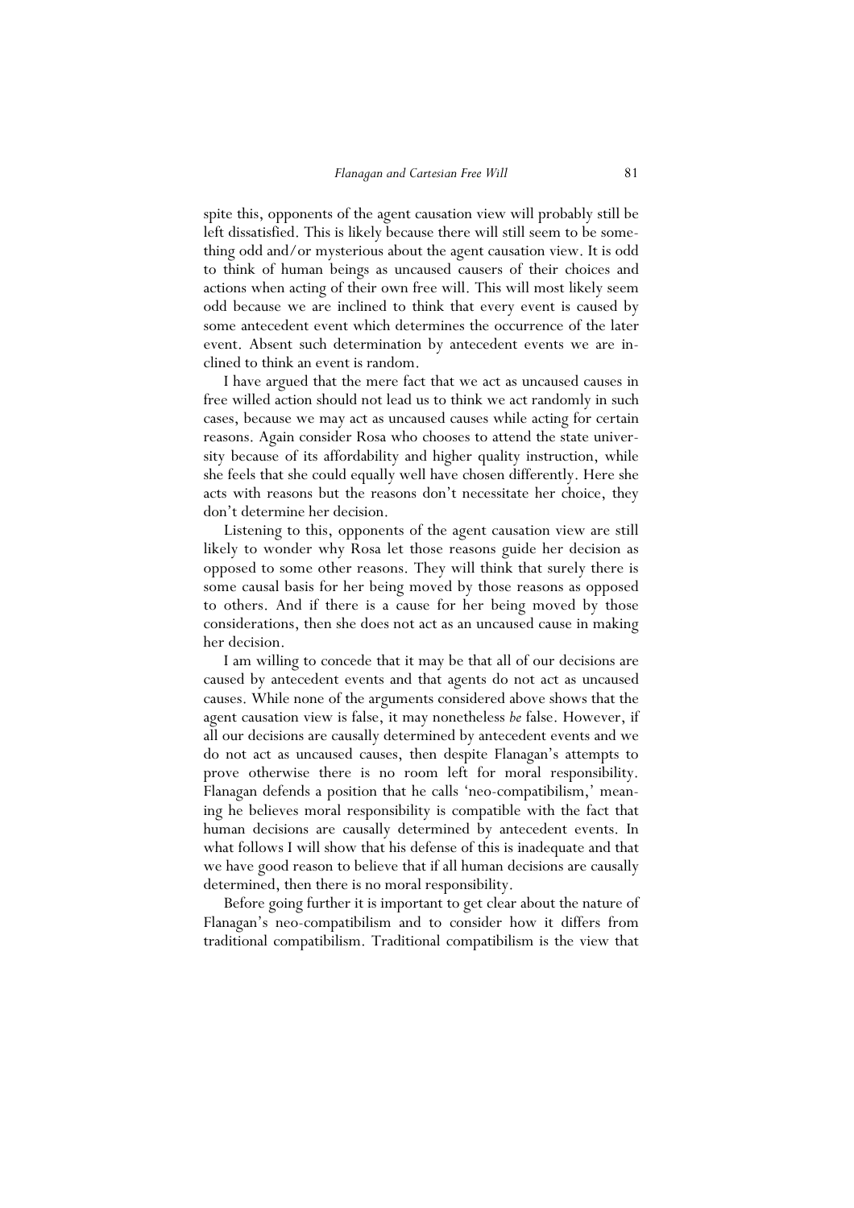spite this, opponents of the agent causation view will probably still be left dissatisfied. This is likely because there will still seem to be something odd and/or mysterious about the agent causation view. It is odd to think of human beings as uncaused causers of their choices and actions when acting of their own free will. This will most likely seem odd because we are inclined to think that every event is caused by some antecedent event which determines the occurrence of the later event. Absent such determination by antecedent events we are inclined to think an event is random.

I have argued that the mere fact that we act as uncaused causes in free willed action should not lead us to think we act randomly in such cases, because we may act as uncaused causes while acting for certain reasons. Again consider Rosa who chooses to attend the state university because of its affordability and higher quality instruction, while she feels that she could equally well have chosen differently. Here she acts with reasons but the reasons don't necessitate her choice, they don't determine her decision.

Listening to this, opponents of the agent causation view are still likely to wonder why Rosa let those reasons guide her decision as opposed to some other reasons. They will think that surely there is some causal basis for her being moved by those reasons as opposed to others. And if there is a cause for her being moved by those considerations, then she does not act as an uncaused cause in making her decision.

I am willing to concede that it may be that all of our decisions are caused by antecedent events and that agents do not act as uncaused causes. While none of the arguments considered above shows that the agent causation view is false, it may nonetheless *be* false. However, if all our decisions are causally determined by antecedent events and we do not act as uncaused causes, then despite Flanagan's attempts to prove otherwise there is no room left for moral responsibility. Flanagan defends a position that he calls 'neo-compatibilism,' meaning he believes moral responsibility is compatible with the fact that human decisions are causally determined by antecedent events. In what follows I will show that his defense of this is inadequate and that we have good reason to believe that if all human decisions are causally determined, then there is no moral responsibility.

Before going further it is important to get clear about the nature of Flanagan's neo-compatibilism and to consider how it differs from traditional compatibilism. Traditional compatibilism is the view that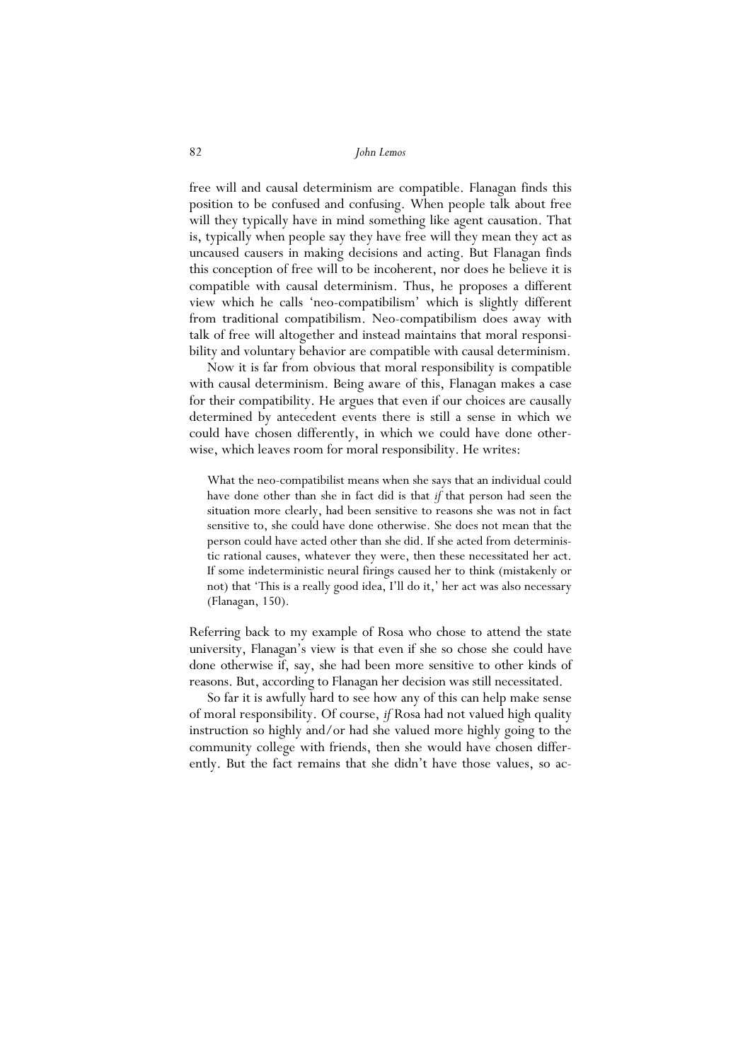free will and causal determinism are compatible. Flanagan finds this position to be confused and confusing. When people talk about free will they typically have in mind something like agent causation. That is, typically when people say they have free will they mean they act as uncaused causers in making decisions and acting. But Flanagan finds this conception of free will to be incoherent, nor does he believe it is compatible with causal determinism. Thus, he proposes a different view which he calls 'neo-compatibilism' which is slightly different from traditional compatibilism. Neo-compatibilism does away with talk of free will altogether and instead maintains that moral responsibility and voluntary behavior are compatible with causal determinism.

Now it is far from obvious that moral responsibility is compatible with causal determinism. Being aware of this, Flanagan makes a case for their compatibility. He argues that even if our choices are causally determined by antecedent events there is still a sense in which we could have chosen differently, in which we could have done otherwise, which leaves room for moral responsibility. He writes:

> What the neo-compatibilist means when she says that an individual could have done other than she in fact did is that *if* that person had seen the situation more clearly, had been sensitive to reasons she was not in fact sensitive to, she could have done otherwise. She does not mean that the person could have acted other than she did. If she acted from deterministic rational causes, whatever they were, then these necessitated her act. If some indeterministic neural firings caused her to think (mistakenly or not) that 'This is a really good idea, I'll do it,' her act was also necessary (Flanagan, 150).

Referring back to my example of Rosa who chose to attend the state university, Flanagan's view is that even if she so chose she could have done otherwise if, say, she had been more sensitive to other kinds of reasons. But, according to Flanagan her decision was still necessitated.

So far it is awfully hard to see how any of this can help make sense of moral responsibility. Of course, *if* Rosa had not valued high quality instruction so highly and/or had she valued more highly going to the community college with friends, then she would have chosen differently. But the fact remains that she didn't have those values, so ac-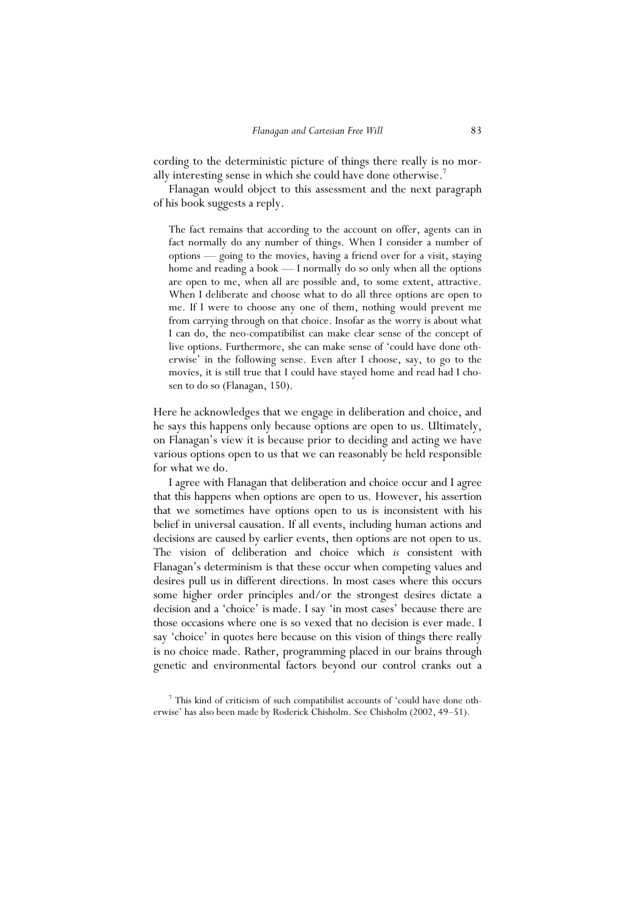cording to the deterministic picture of things there really is no morally interesting sense in which she could have done otherwise.[7]

Flanagan would object to this assessment and the next paragraph of his book suggests a reply.

> The fact remains that according to the account on offer, agents can in fact normally do any number of things. When I consider a number of options — going to the movies, having a friend over for a visit, staying home and reading a book — I normally do so only when all the options are open to me, when all are possible and, to some extent, attractive. When I deliberate and choose what to do all three options are open to me. If I were to choose any one of them, nothing would prevent me from carrying through on that choice. Insofar as the worry is about what I can do, the neo-compatibilist can make clear sense of the concept of live options. Furthermore, she can make sense of 'could have done otherwise' in the following sense. Even after I choose, say, to go to the movies, it is still true that I could have stayed home and read had I chosen to do so (Flanagan, 150).

Here he acknowledges that we engage in deliberation and choice, and he says this happens only because options are open to us. Ultimately, on Flanagan's view it is because prior to deciding and acting we have various options open to us that we can reasonably be held responsible for what we do.

I agree with Flanagan that deliberation and choice occur and I agree that this happens when options are open to us. However, his assertion that we sometimes have options open to us is inconsistent with his belief in universal causation. If all events, including human actions and decisions are caused by earlier events, then options are not open to us. The vision of deliberation and choice which *is* consistent with Flanagan's determinism is that these occur when competing values and desires pull us in different directions. In most cases where this occurs some higher order principles and/or the strongest desires dictate a decision and a 'choice' is made. I say 'in most cases' because there are those occasions where one is so vexed that no decision is ever made. I say 'choice' in quotes here because on this vision of things there really is no choice made. Rather, programming placed in our brains through genetic and environmental factors beyond our control cranks out a

[7] This kind of criticism of such compatibilist accounts of 'could have done otherwise' has also been made by Roderick Chisholm. See Chisholm (2002, 49–51).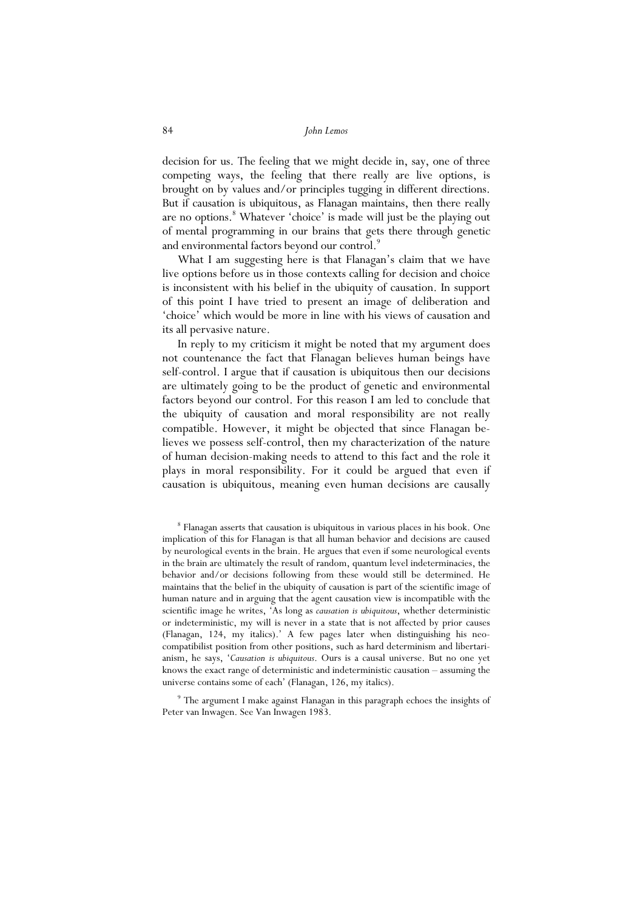decision for us. The feeling that we might decide in, say, one of three competing ways, the feeling that there really are live options, is brought on by values and/or principles tugging in different directions. But if causation is ubiquitous, as Flanagan maintains, then there really are no options.[8] Whatever 'choice' is made will just be the playing out of mental programming in our brains that gets there through genetic and environmental factors beyond our control.[9]

What I am suggesting here is that Flanagan's claim that we have live options before us in those contexts calling for decision and choice is inconsistent with his belief in the ubiquity of causation. In support of this point I have tried to present an image of deliberation and 'choice' which would be more in line with his views of causation and its all pervasive nature.

In reply to my criticism it might be noted that my argument does not countenance the fact that Flanagan believes human beings have self-control. I argue that if causation is ubiquitous then our decisions are ultimately going to be the product of genetic and environmental factors beyond our control. For this reason I am led to conclude that the ubiquity of causation and moral responsibility are not really compatible. However, it might be objected that since Flanagan believes we possess self-control, then my characterization of the nature of human decision-making needs to attend to this fact and the role it plays in moral responsibility. For it could be argued that even if causation is ubiquitous, meaning even human decisions are causally

[8] Flanagan asserts that causation is ubiquitous in various places in his book. One implication of this for Flanagan is that all human behavior and decisions are caused by neurological events in the brain. He argues that even if some neurological events in the brain are ultimately the result of random, quantum level indeterminacies, the behavior and/or decisions following from these would still be determined. He maintains that the belief in the ubiquity of causation is part of the scientific image of human nature and in arguing that the agent causation view is incompatible with the scientific image he writes, 'As long as *causation is ubiquitous*, whether deterministic or indeterministic, my will is never in a state that is not affected by prior causes (Flanagan, 124, my italics).' A few pages later when distinguishing his neo-compatibilist position from other positions, such as hard determinism and libertarianism, he says, '*Causation is ubiquitous*. Ours is a causal universe. But no one yet knows the exact range of deterministic and indeterministic causation – assuming the universe contains some of each' (Flanagan, 126, my italics).

[9] The argument I make against Flanagan in this paragraph echoes the insights of Peter van Inwagen. See Van Inwagen 1983.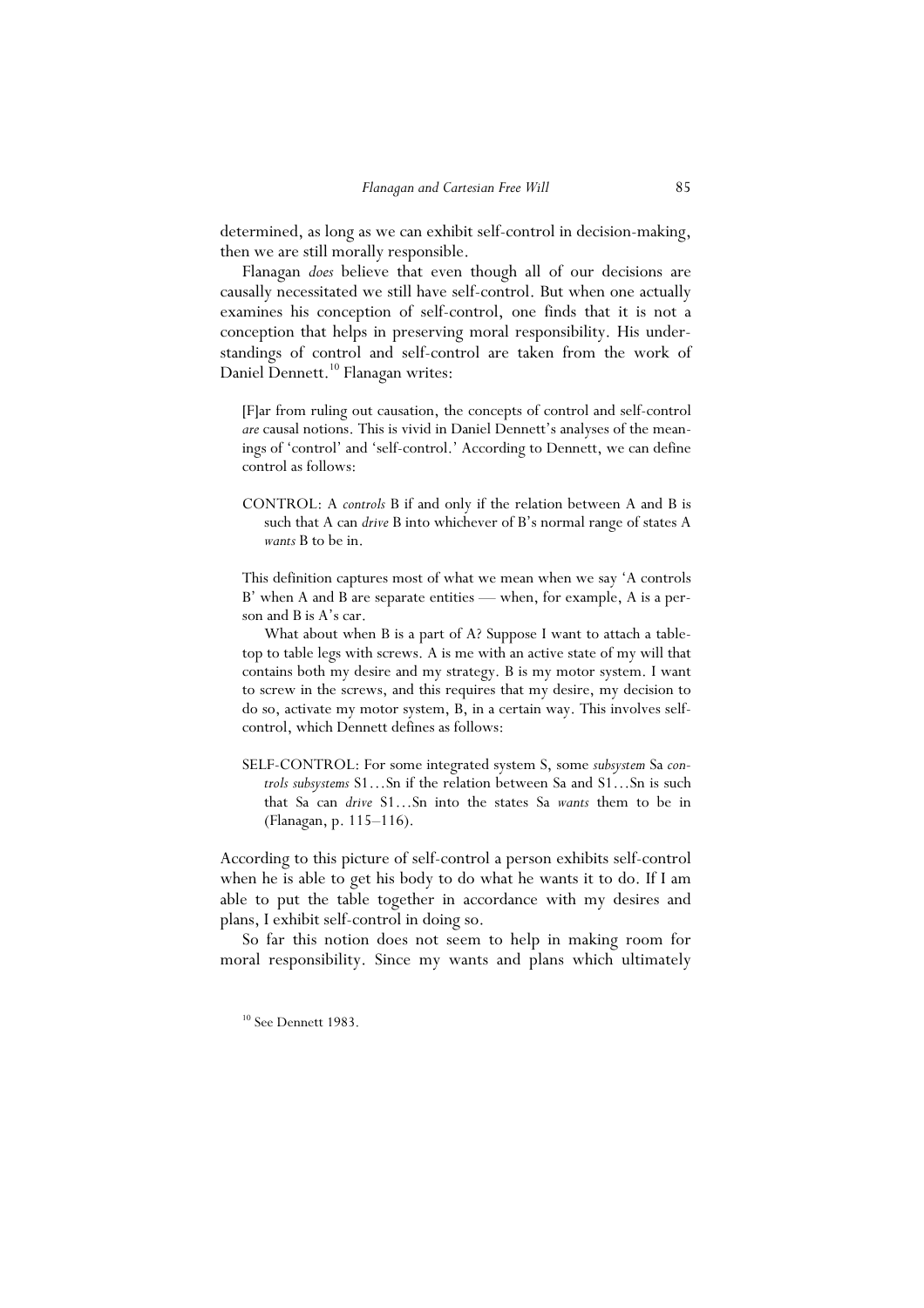determined, as long as we can exhibit self-control in decision-making, then we are still morally responsible.

Flanagan *does* believe that even though all of our decisions are causally necessitated we still have self-control. But when one actually examines his conception of self-control, one finds that it is not a conception that helps in preserving moral responsibility. His understandings of control and self-control are taken from the work of Daniel Dennett.[10] Flanagan writes:

> [F]ar from ruling out causation, the concepts of control and self-control *are* causal notions. This is vivid in Daniel Dennett's analyses of the meanings of 'control' and 'self-control.' According to Dennett, we can define control as follows:
>
> CONTROL: A *controls* B if and only if the relation between A and B is such that A can *drive* B into whichever of B's normal range of states A *wants* B to be in.
>
> This definition captures most of what we mean when we say 'A controls B' when A and B are separate entities — when, for example, A is a person and B is A's car.
>
> What about when B is a part of A? Suppose I want to attach a tabletop to table legs with screws. A is me with an active state of my will that contains both my desire and my strategy. B is my motor system. I want to screw in the screws, and this requires that my desire, my decision to do so, activate my motor system, B, in a certain way. This involves self-control, which Dennett defines as follows:
>
> SELF-CONTROL: For some integrated system S, some *subsystem* Sa *controls subsystems* S1…Sn if the relation between Sa and S1…Sn is such that Sa can *drive* S1…Sn into the states Sa *wants* them to be in (Flanagan, p. 115–116).

According to this picture of self-control a person exhibits self-control when he is able to get his body to do what he wants it to do. If I am able to put the table together in accordance with my desires and plans, I exhibit self-control in doing so.

So far this notion does not seem to help in making room for moral responsibility. Since my wants and plans which ultimately

[10] See Dennett 1983.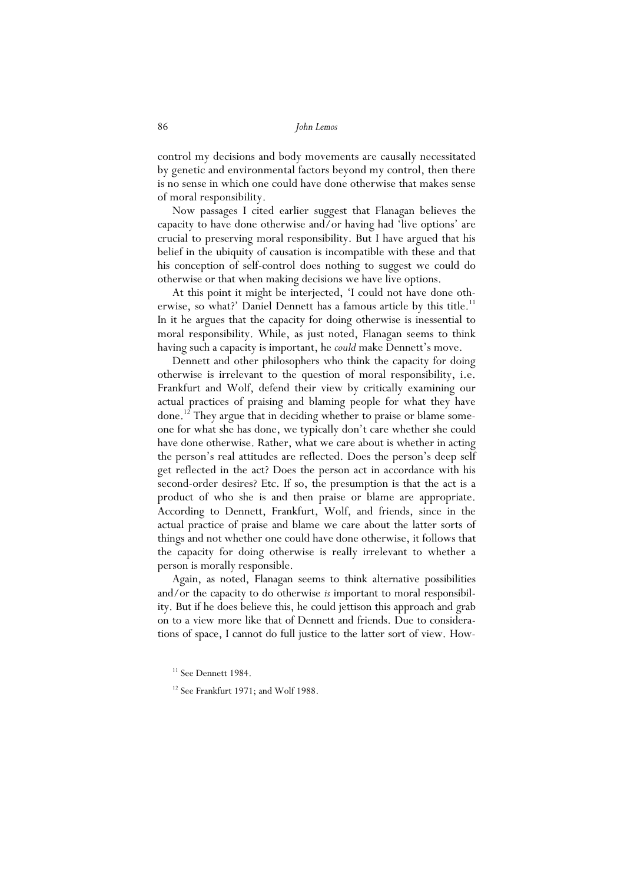control my decisions and body movements are causally necessitated by genetic and environmental factors beyond my control, then there is no sense in which one could have done otherwise that makes sense of moral responsibility.

Now passages I cited earlier suggest that Flanagan believes the capacity to have done otherwise and/or having had 'live options' are crucial to preserving moral responsibility. But I have argued that his belief in the ubiquity of causation is incompatible with these and that his conception of self-control does nothing to suggest we could do otherwise or that when making decisions we have live options.

At this point it might be interjected, 'I could not have done otherwise, so what?' Daniel Dennett has a famous article by this title.[11] In it he argues that the capacity for doing otherwise is inessential to moral responsibility. While, as just noted, Flanagan seems to think having such a capacity is important, he *could* make Dennett's move.

Dennett and other philosophers who think the capacity for doing otherwise is irrelevant to the question of moral responsibility, i.e. Frankfurt and Wolf, defend their view by critically examining our actual practices of praising and blaming people for what they have done.[12] They argue that in deciding whether to praise or blame someone for what she has done, we typically don't care whether she could have done otherwise. Rather, what we care about is whether in acting the person's real attitudes are reflected. Does the person's deep self get reflected in the act? Does the person act in accordance with his second-order desires? Etc. If so, the presumption is that the act is a product of who she is and then praise or blame are appropriate. According to Dennett, Frankfurt, Wolf, and friends, since in the actual practice of praise and blame we care about the latter sorts of things and not whether one could have done otherwise, it follows that the capacity for doing otherwise is really irrelevant to whether a person is morally responsible.

Again, as noted, Flanagan seems to think alternative possibilities and/or the capacity to do otherwise *is* important to moral responsibility. But if he does believe this, he could jettison this approach and grab on to a view more like that of Dennett and friends. Due to considerations of space, I cannot do full justice to the latter sort of view. How-

[11] See Dennett 1984.

[12] See Frankfurt 1971; and Wolf 1988.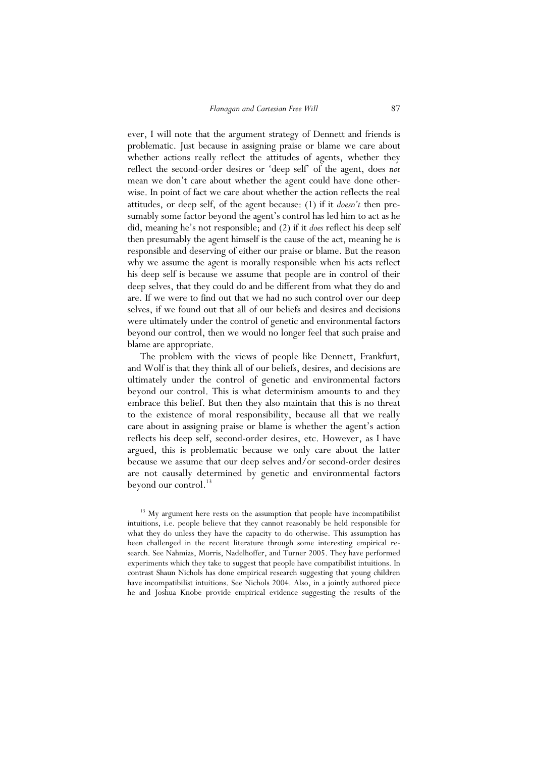ever, I will note that the argument strategy of Dennett and friends is problematic. Just because in assigning praise or blame we care about whether actions really reflect the attitudes of agents, whether they reflect the second-order desires or 'deep self' of the agent, does *not* mean we don't care about whether the agent could have done otherwise. In point of fact we care about whether the action reflects the real attitudes, or deep self, of the agent because: (1) if it *doesn't* then presumably some factor beyond the agent's control has led him to act as he did, meaning he's not responsible; and (2) if it *does* reflect his deep self then presumably the agent himself is the cause of the act, meaning he *is* responsible and deserving of either our praise or blame. But the reason why we assume the agent is morally responsible when his acts reflect his deep self is because we assume that people are in control of their deep selves, that they could do and be different from what they do and are. If we were to find out that we had no such control over our deep selves, if we found out that all of our beliefs and desires and decisions were ultimately under the control of genetic and environmental factors beyond our control, then we would no longer feel that such praise and blame are appropriate.

The problem with the views of people like Dennett, Frankfurt, and Wolf is that they think all of our beliefs, desires, and decisions are ultimately under the control of genetic and environmental factors beyond our control. This is what determinism amounts to and they embrace this belief. But then they also maintain that this is no threat to the existence of moral responsibility, because all that we really care about in assigning praise or blame is whether the agent's action reflects his deep self, second-order desires, etc. However, as I have argued, this is problematic because we only care about the latter because we assume that our deep selves and/or second-order desires are not causally determined by genetic and environmental factors beyond our control.[13]

[13] My argument here rests on the assumption that people have incompatibilist intuitions, i.e. people believe that they cannot reasonably be held responsible for what they do unless they have the capacity to do otherwise. This assumption has been challenged in the recent literature through some interesting empirical research. See Nahmias, Morris, Nadelhoffer, and Turner 2005. They have performed experiments which they take to suggest that people have compatibilist intuitions. In contrast Shaun Nichols has done empirical research suggesting that young children have incompatibilist intuitions. See Nichols 2004. Also, in a jointly authored piece he and Joshua Knobe provide empirical evidence suggesting the results of the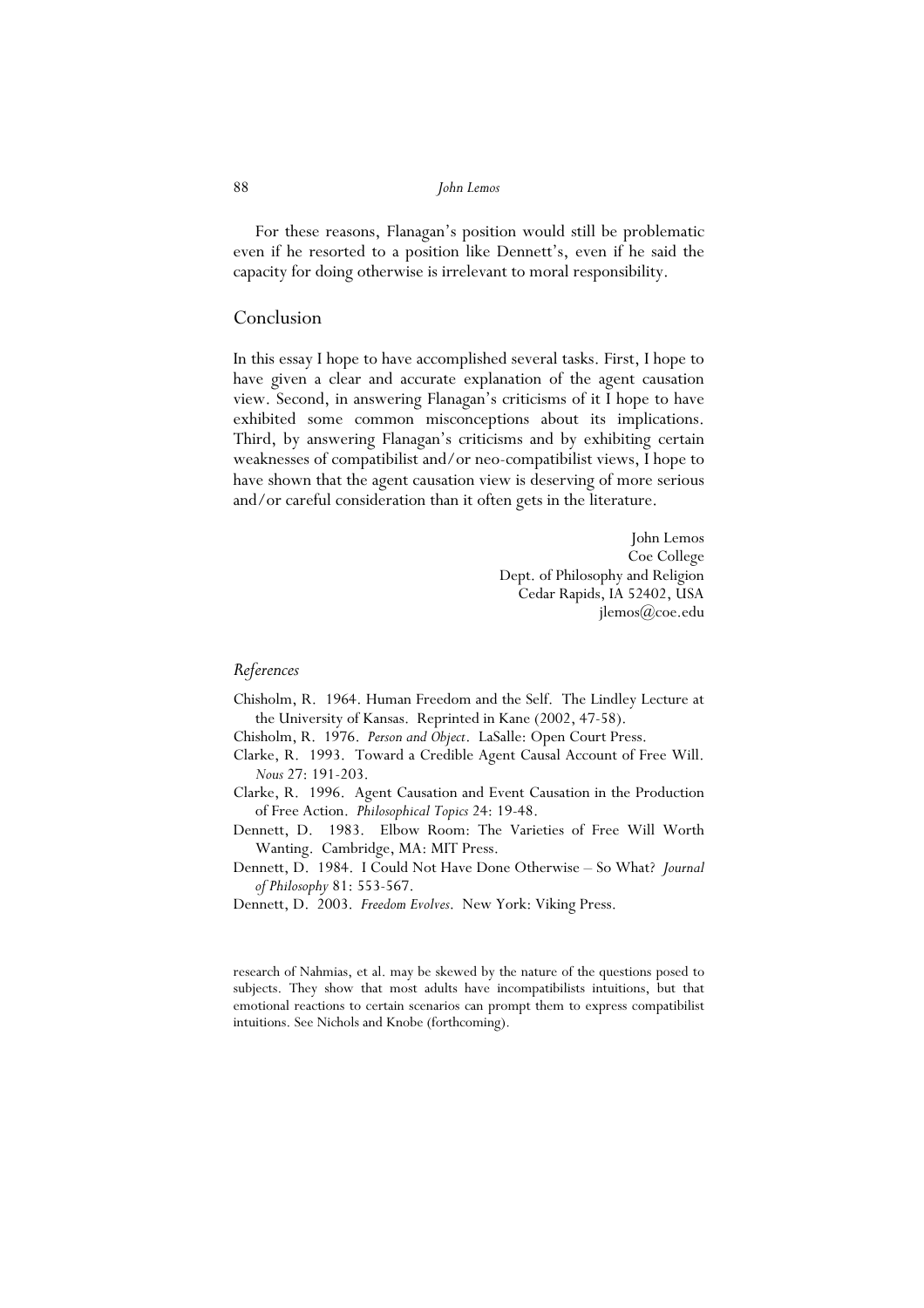For these reasons, Flanagan's position would still be problematic even if he resorted to a position like Dennett's, even if he said the capacity for doing otherwise is irrelevant to moral responsibility.

## Conclusion

In this essay I hope to have accomplished several tasks. First, I hope to have given a clear and accurate explanation of the agent causation view. Second, in answering Flanagan's criticisms of it I hope to have exhibited some common misconceptions about its implications. Third, by answering Flanagan's criticisms and by exhibiting certain weaknesses of compatibilist and/or neo-compatibilist views, I hope to have shown that the agent causation view is deserving of more serious and/or careful consideration than it often gets in the literature.

John Lemos
Coe College
Dept. of Philosophy and Religion
Cedar Rapids, IA 52402, USA
jlemos@coe.edu

### *References*

Chisholm, R. 1964. Human Freedom and the Self. The Lindley Lecture at the University of Kansas. Reprinted in Kane (2002, 47-58).

Chisholm, R. 1976. *Person and Object*. LaSalle: Open Court Press.

Clarke, R. 1993. Toward a Credible Agent Causal Account of Free Will. *Nous* 27: 191-203.

Clarke, R. 1996. Agent Causation and Event Causation in the Production of Free Action. *Philosophical Topics* 24: 19-48.

Dennett, D. 1983. Elbow Room: The Varieties of Free Will Worth Wanting. Cambridge, MA: MIT Press.

Dennett, D. 1984. I Could Not Have Done Otherwise – So What? *Journal of Philosophy* 81: 553-567.

Dennett, D. 2003. *Freedom Evolves*. New York: Viking Press.

research of Nahmias, et al. may be skewed by the nature of the questions posed to subjects. They show that most adults have incompatibilists intuitions, but that emotional reactions to certain scenarios can prompt them to express compatibilist intuitions. See Nichols and Knobe (forthcoming).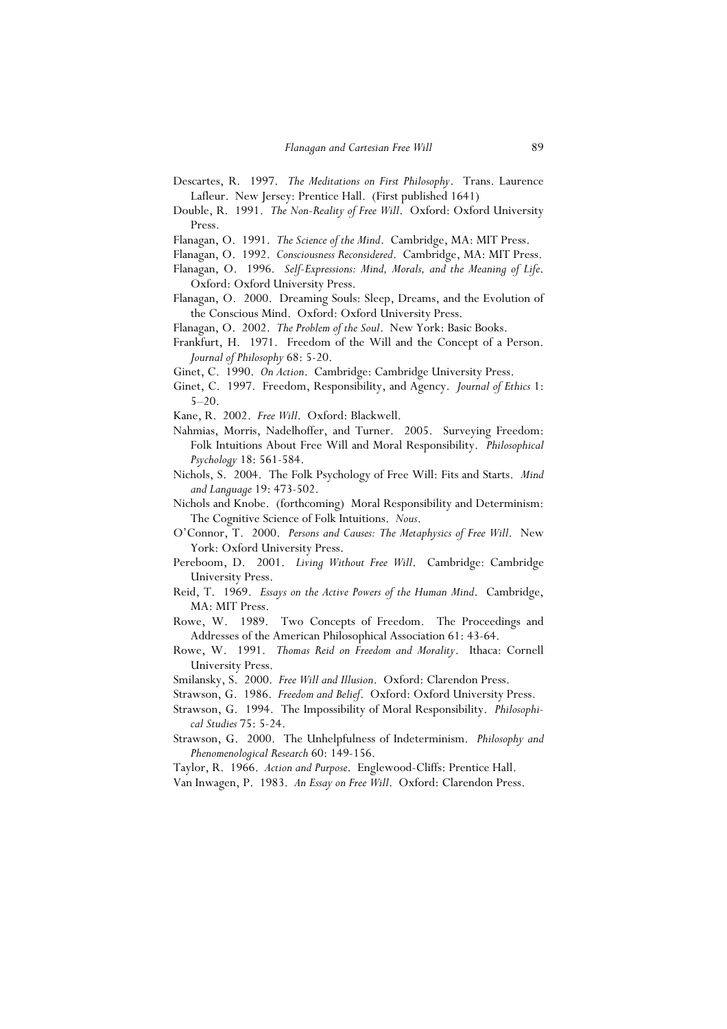Descartes, R. 1997. *The Meditations on First Philosophy*. Trans. Laurence Lafleur. New Jersey: Prentice Hall. (First published 1641)

Double, R. 1991. *The Non-Reality of Free Will*. Oxford: Oxford University Press.

Flanagan, O. 1991. *The Science of the Mind*. Cambridge, MA: MIT Press.

Flanagan, O. 1992. *Consciousness Reconsidered*. Cambridge, MA: MIT Press.

Flanagan, O. 1996. *Self-Expressions: Mind, Morals, and the Meaning of Life*. Oxford: Oxford University Press.

Flanagan, O. 2000. Dreaming Souls: Sleep, Dreams, and the Evolution of the Conscious Mind. Oxford: Oxford University Press.

Flanagan, O. 2002. *The Problem of the Soul*. New York: Basic Books.

Frankfurt, H. 1971. Freedom of the Will and the Concept of a Person. *Journal of Philosophy* 68: 5-20.

Ginet, C. 1990. *On Action*. Cambridge: Cambridge University Press.

Ginet, C. 1997. Freedom, Responsibility, and Agency. *Journal of Ethics* 1: 5–20.

Kane, R. 2002. *Free Will*. Oxford: Blackwell.

Nahmias, Morris, Nadelhoffer, and Turner. 2005. Surveying Freedom: Folk Intuitions About Free Will and Moral Responsibility. *Philosophical Psychology* 18: 561-584.

Nichols, S. 2004. The Folk Psychology of Free Will: Fits and Starts. *Mind and Language* 19: 473-502.

Nichols and Knobe. (forthcoming) Moral Responsibility and Determinism: The Cognitive Science of Folk Intuitions. *Nous*.

O'Connor, T. 2000. *Persons and Causes: The Metaphysics of Free Will*. New York: Oxford University Press.

Pereboom, D. 2001. *Living Without Free Will*. Cambridge: Cambridge University Press.

Reid, T. 1969. *Essays on the Active Powers of the Human Mind*. Cambridge, MA: MIT Press.

Rowe, W. 1989. Two Concepts of Freedom. The Proceedings and Addresses of the American Philosophical Association 61: 43-64.

Rowe, W. 1991. *Thomas Reid on Freedom and Morality*. Ithaca: Cornell University Press.

Smilansky, S. 2000. *Free Will and Illusion*. Oxford: Clarendon Press.

Strawson, G. 1986. *Freedom and Belief*. Oxford: Oxford University Press.

Strawson, G. 1994. The Impossibility of Moral Responsibility. *Philosophical Studies* 75: 5-24.

Strawson, G. 2000. The Unhelpfulness of Indeterminism. *Philosophy and Phenomenological Research* 60: 149-156.

Taylor, R. 1966. *Action and Purpose*. Englewood-Cliffs: Prentice Hall.

Van Inwagen, P. 1983. *An Essay on Free Will*. Oxford: Clarendon Press.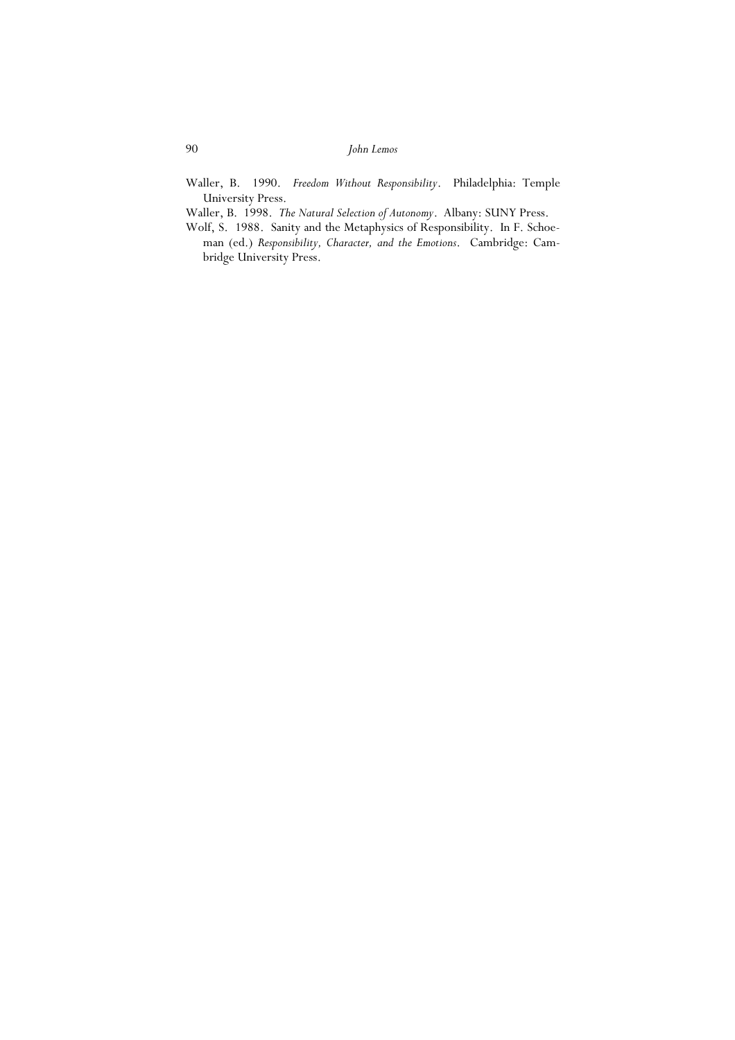Waller, B. 1990. *Freedom Without Responsibility*. Philadelphia: Temple University Press.

Waller, B. 1998. *The Natural Selection of Autonomy*. Albany: SUNY Press.

Wolf, S. 1988. Sanity and the Metaphysics of Responsibility. In F. Schoeman (ed.) *Responsibility, Character, and the Emotions*. Cambridge: Cambridge University Press.